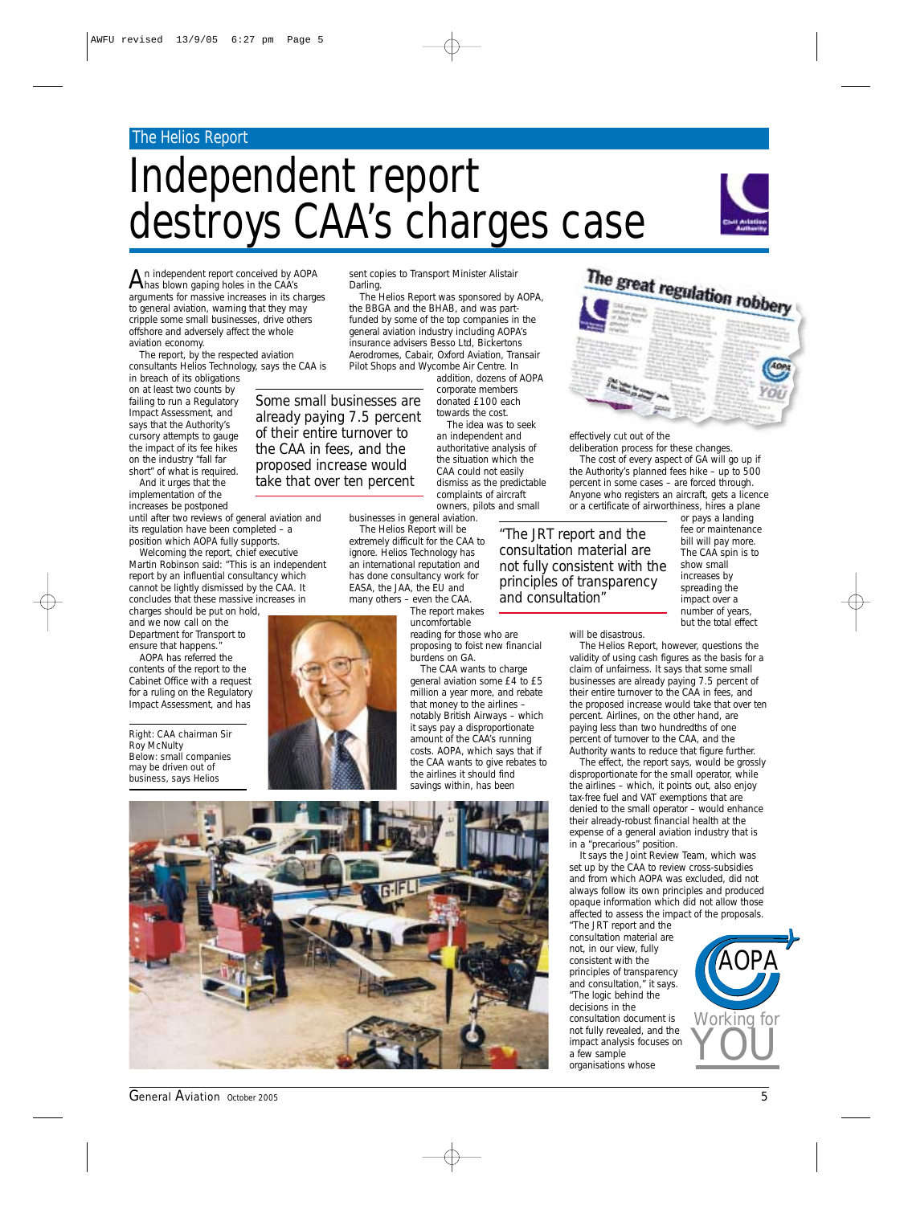The Helios Report

# Independent report destroys CAA's charges case

An independent report conceived by AOPA has blown gaping holes in the CAA's arguments for massive increases in its charges to general aviation, warning that they may cripple some small businesses, drive others offshore and adversely affect the whole aviation economy.

The report, by the respected aviation consultants Helios Technology, says the CAA is in breach of its obligations on at least two counts by failing to run a Regulatory Impact Assessment, and says that the Authority's cursory attempts to gauge the impact of its fee hikes on the industry "fall far short" of what is required.

And it urges that the implementation of the increases be postponed until after two reviews of general aviation and its regulation have been completed – a position which AOPA fully supports.

> Some small businesses are already paying 7.5 percent of their entire turnover to the CAA in fees, and the proposed increase would take that over ten percent

Welcoming the report, chief executive Martin Robinson said: "This is an independent report by an influential consultancy which cannot be lightly dismissed by the CAA. It concludes that these massive increases in charges should be put on hold, and we now call on the Department for Transport to ensure that happens."

AOPA has referred the contents of the report to the Cabinet Office with a request for a ruling on the Regulatory Impact Assessment, and has sent copies to Transport Minister Alistair Darling.

Right: CAA chairman Sir Roy McNulty
Below: small companies may be driven out of business, says Helios

The Helios Report was sponsored by AOPA, the BBGA and the BHAB, and was part-funded by some of the top companies in the general aviation industry including AOPA's insurance advisers Besso Ltd, Bickertons Aerodromes, Cabair, Oxford Aviation, Transair Pilot Shops and Wycombe Air Centre. In addition, dozens of AOPA corporate members donated £100 each towards the cost.

The idea was to seek an independent and authoritative analysis of the situation which the CAA could not easily dismiss as the predictable complaints of aircraft owners, pilots and small businesses in general aviation.

The Helios Report will be extremely difficult for the CAA to ignore. Helios Technology has an international reputation and has done consultancy work for EASA, the JAA, the EU and many others – even the CAA.

The report makes uncomfortable reading for those who are proposing to foist new financial burdens on GA.

The CAA wants to charge general aviation some £4 to £5 million a year more, and rebate that money to the airlines – notably British Airways – which it says pay a disproportionate amount of the CAA's running costs. AOPA, which says that if the CAA wants to give rebates to the airlines it should find savings within, has been effectively cut out of the deliberation process for these changes.

The cost of every aspect of GA will go up if the Authority's planned fees hike – up to 500 percent in some cases – are forced through. Anyone who registers an aircraft, gets a licence or a certificate of airworthiness, hires a plane or pays a landing fee or maintenance bill will pay more. The CAA spin is to show small increases by spreading the impact over a number of years, but the total effect will be disastrous.

> "The JRT report and the consultation material are not fully consistent with the principles of transparency and consultation"

The Helios Report, however, questions the validity of using cash figures as the basis for a claim of unfairness. It says that some small businesses are already paying 7.5 percent of their entire turnover to the CAA in fees, and the proposed increase would take that over ten percent. Airlines, on the other hand, are paying less than two hundredths of one percent of turnover to the CAA, and the Authority wants to reduce that figure further.

The effect, the report says, would be grossly disproportionate for the small operator, while the airlines – which, it points out, also enjoy tax-free fuel and VAT exemptions that are denied to the small operator – would enhance their already-robust financial health at the expense of a general aviation industry that is in a "precarious" position.

It says the Joint Review Team, which was set up by the CAA to review cross-subsidies and from which AOPA was excluded, did not always follow its own principles and produced opaque information which did not allow those affected to assess the impact of the proposals. "The JRT report and the consultation material are not, in our view, fully consistent with the principles of transparency and consultation," it says. "The logic behind the decisions in the consultation document is not fully revealed, and the impact analysis focuses on a few sample organisations whose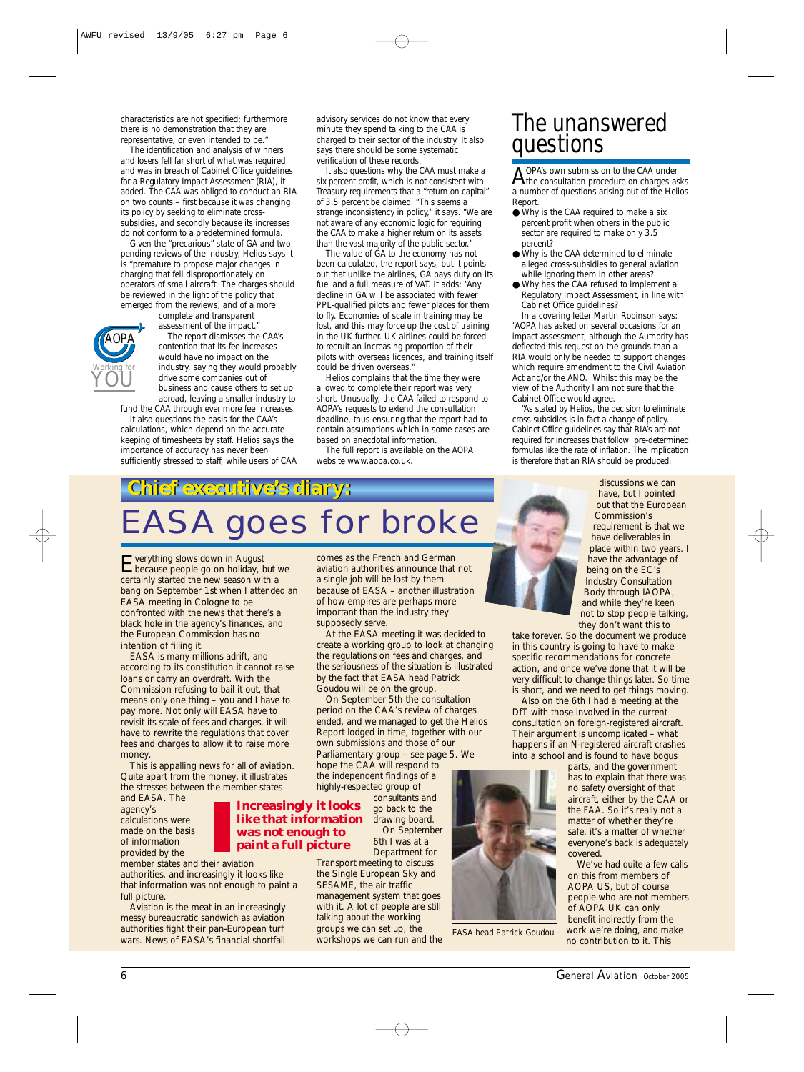characteristics are not specified; furthermore there is no demonstration that they are representative, or even intended to be."

The identification and analysis of winners and losers fell far short of what was required and was in breach of Cabinet Office guidelines for a Regulatory Impact Assessment (RIA), it added. The CAA was obliged to conduct an RIA on two counts – first because it was changing its policy by seeking to eliminate cross-subsidies, and secondly because its increases do not conform to a predetermined formula.

Given the "precarious" state of GA and two pending reviews of the industry, Helios says it is "premature to propose major changes in charging that fell disproportionately on operators of small aircraft. The charges should be reviewed in the light of the policy that emerged from the reviews, and of a more complete and transparent assessment of the impact."

The report dismisses the CAA's contention that its fee increases would have no impact on the industry, saying they would probably drive some companies out of business and cause others to set up abroad, leaving a smaller industry to fund the CAA through ever more fee increases.

It also questions the basis for the CAA's calculations, which depend on the accurate keeping of timesheets by staff. Helios says the importance of accuracy has never been sufficiently stressed to staff, while users of CAA advisory services do not know that every minute they spend talking to the CAA is charged to their sector of the industry. It also says there should be some systematic verification of these records.

It also questions why the CAA must make a six percent profit, which is not consistent with Treasury requirements that a "return on capital" of 3.5 percent be claimed. "This seems a strange inconsistency in policy," it says. "We are not aware of any economic logic for requiring the CAA to make a higher return on its assets than the vast majority of the public sector."

The value of GA to the economy has not been calculated, the report says, but it points out that unlike the airlines, GA pays duty on its fuel and a full measure of VAT. It adds: "Any decline in GA will be associated with fewer PPL-qualified pilots and fewer places for them to fly. Economies of scale in training may be lost, and this may force up the cost of training in the UK further. UK airlines could be forced to recruit an increasing proportion of their pilots with overseas licences, and training itself could be driven overseas."

Helios complains that the time they were allowed to complete their report was very short. Unusually, the CAA failed to respond to AOPA's requests to extend the consultation deadline, thus ensuring that the report had to contain assumptions which in some cases are based on anecdotal information.

The full report is available on the AOPA website www.aopa.co.uk.

## The unanswered questions

AOPA's own submission to the CAA under the consultation procedure on charges asks a number of questions arising out of the Helios Report.

- Why is the CAA required to make a six percent profit when others in the public sector are required to make only 3.5 percent?
- Why is the CAA determined to eliminate alleged cross-subsidies to general aviation while ignoring them in other areas?
- Why has the CAA refused to implement a Regulatory Impact Assessment, in line with Cabinet Office guidelines?

In a covering letter Martin Robinson says: "AOPA has asked on several occasions for an impact assessment, although the Authority has deflected this request on the grounds than a RIA would only be needed to support changes which require amendment to the Civil Aviation Act and/or the ANO. Whilst this may be the view of the Authority I am not sure that the Cabinet Office would agree.

"As stated by Helios, the decision to eliminate cross-subsidies is in fact a change of policy. Cabinet Office guidelines say that RIA's are not required for increases that follow pre-determined formulas like the rate of inflation. The implication is therefore that an RIA should be produced.

**Chief executive's diary:**

# EASA goes for broke

Everything slows down in August because people go on holiday, but we certainly started the new season with a bang on September 1st when I attended an EASA meeting in Cologne to be confronted with the news that there's a black hole in the agency's finances, and the European Commission has no intention of filling it.

EASA is many millions adrift, and according to its constitution it cannot raise loans or carry an overdraft. With the Commission refusing to bail it out, that means only one thing – you and I have to pay more. Not only will EASA have to revisit its scale of fees and charges, it will have to rewrite the regulations that cover fees and charges to allow it to raise more money.

This is appalling news for all of aviation. Quite apart from the money, it illustrates the stresses between the member states and EASA. The agency's calculations were made on the basis of information provided by the member states and their aviation authorities, and increasingly it looks like that information was not enough to paint a full picture.

**Increasingly it looks like that information was not enough to paint a full picture**

Aviation is the meat in an increasingly messy bureaucratic sandwich as aviation authorities fight their pan-European turf wars. News of EASA's financial shortfall comes as the French and German aviation authorities announce that not a single job will be lost by them because of EASA – another illustration of how empires are perhaps more important than the industry they supposedly serve.

At the EASA meeting it was decided to create a working group to look at changing the regulations on fees and charges, and the seriousness of the situation is illustrated by the fact that EASA head Patrick Goudou will be on the group.

On September 5th the consultation period on the CAA's review of charges ended, and we managed to get the Helios Report lodged in time, together with our own submissions and those of our Parliamentary group – see page 5. We hope the CAA will respond to the independent findings of a highly-respected group of consultants and go back to the drawing board.

On September 6th I was at a Department for Transport meeting to discuss the Single European Sky and SESAME, the air traffic management system that goes with it. A lot of people are still talking about the working groups we can set up, the workshops we can run and the discussions we can have, but I pointed out that the European Commission's requirement is that we have deliverables in place within two years. I have the advantage of being on the EC's Industry Consultation Body through IAOPA, and while they're keen not to stop people talking, they don't want this to take forever. So the document we produce in this country is going to have to make specific recommendations for concrete action, and once we've done that it will be very difficult to change things later. So time is short, and we need to get things moving.

Also on the 6th I had a meeting at the DfT with those involved in the current consultation on foreign-registered aircraft. Their argument is uncomplicated – what happens if an N-registered aircraft crashes into a school and is found to have bogus parts, and the government has to explain that there was no safety oversight of that aircraft, either by the CAA or the FAA. So it's really not a matter of whether they're safe, it's a matter of whether everyone's back is adequately covered.

We've had quite a few calls on this from members of AOPA US, but of course people who are not members of AOPA UK can only benefit indirectly from the work we're doing, and make no contribution to it. This

EASA head Patrick Goudou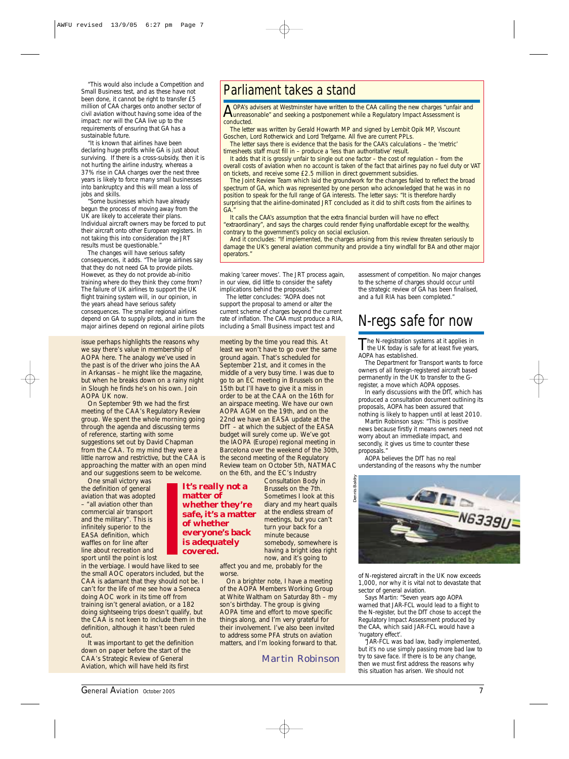"This would also include a Competition and Small Business test, and as these have not been done, it cannot be right to transfer £5 million of CAA charges onto another sector of civil aviation without having some idea of the impact: nor will the CAA live up to the requirements of ensuring that GA has a sustainable future.

"It is known that airlines have been declaring huge profits while GA is just about surviving. If there is a cross-subsidy, then it is not hurting the airline industry, whereas a 37% rise in CAA charges over the next three years is likely to force many small businesses into bankruptcy and this will mean a loss of jobs and skills.

"Some businesses which have already begun the process of moving away from the UK are likely to accelerate their plans. Individual aircraft owners may be forced to put their aircraft onto other European registers. In not taking this into consideration the JRT results must be questionable."

The changes will have serious safety consequences, it adds. "The large airlines say that they do not need GA to provide pilots. However, as they do not provide ab-initio training where do they think they come from? The failure of UK airlines to support the UK flight training system will, in our opinion, in the years ahead have serious safety consequences. The smaller regional airlines depend on GA to supply pilots, and in turn the major airlines depend on regional airline pilots making 'career moves'. The JRT process again, in our view, did little to consider the safety implications behind the proposals."

The letter concludes: "AOPA does not support the proposal to amend or alter the current scheme of charges beyond the current rate of inflation. The CAA must produce a RIA, including a Small Business impact test and assessment of competition. No major changes to the scheme of charges should occur until the strategic review of GA has been finalised, and a full RIA has been completed."

## Parliament takes a stand

AOPA's advisers at Westminster have written to the CAA calling the new charges "unfair and unreasonable" and seeking a postponement while a Regulatory Impact Assessment is conducted.

The letter was written by Gerald Howarth MP and signed by Lembit Opik MP, Viscount Goschen, Lord Rotherwick and Lord Trefgarne. All five are current PPLs.

The letter says there is evidence that the basis for the CAA's calculations – the 'metric' timesheets staff must fill in – produce a 'less than authoritative' result.

It adds that it is grossly unfair to single out one factor – the cost of regulation – from the overall costs of aviation when no account is taken of the fact that airlines pay no fuel duty or VAT on tickets, and receive some £2.5 million in direct government subsidies.

The Joint Review Team which laid the groundwork for the changes failed to reflect the broad spectrum of GA, which was represented by one person who acknowledged that he was in no position to speak for the full range of GA interests. The letter says: "It is therefore hardly surprising that the airline-dominated JRT concluded as it did to shift costs from the airlines to GA."

It calls the CAA's assumption that the extra financial burden will have no effect "extraordinary", and says the charges could render flying unaffordable except for the wealthy, contrary to the government's policy on social exclusion.

And it concludes: "If implemented, the charges arising from this review threaten seriously to damage the UK's general aviation community and provide a tiny windfall for BA and other major operators."

---

issue perhaps highlights the reasons why we say there's value in membership of AOPA here. The analogy we've used in the past is of the driver who joins the AA in Arkansas – he might like the magazine, but when he breaks down on a rainy night in Slough he finds he's on his own. Join AOPA UK now.

On September 9th we had the first meeting of the CAA's Regulatory Review group. We spent the whole morning going through the agenda and discussing terms of reference, starting with some suggestions set out by David Chapman from the CAA. To my mind they were a little narrow and restrictive, but the CAA is approaching the matter with an open mind and our suggestions seem to be welcome.

One small victory was the definition of general aviation that was adopted – "all aviation other than commercial air transport and the military". This is infinitely superior to the EASA definition, which waffles on for line after line about recreation and sport until the point is lost in the verbiage. I would have liked to see the small AOC operators included, but the CAA is adamant that they should not be. I can't for the life of me see how a Seneca doing AOC work in its time off from training isn't general aviation, or a 182 doing sightseeing trips doesn't qualify, but the CAA is not keen to include them in the definition, although it hasn't been ruled out.

It was important to get the definition down on paper before the start of the CAA's Strategic Review of General Aviation, which will have held its first meeting by the time you read this. At least we won't have to go over the same ground again. That's scheduled for September 21st, and it comes in the middle of a very busy time. I was due to go to an EC meeting in Brussels on the 15th but I'll have to give it a miss in order to be at the CAA on the 16th for an airspace meeting. We have our own AOPA AGM on the 19th, and on the 22nd we have an EASA update at the DfT – at which the subject of the EASA budget will surely come up. We've got the IAOPA (Europe) regional meeting in Barcelona over the weekend of the 30th, the second meeting of the Regulatory Review team on October 5th, NATMAC on the 6th, and the EC's Industry Consultation Body in Brussels on the 7th. Sometimes I look at this diary and my heart quails at the endless stream of meetings, but you can't turn your back for a minute because somebody, somewhere is having a bright idea right now, and it's going to affect you and me, probably for the worse.

**It's really not a matter of whether they're safe, it's a matter of whether everyone's back is adequately covered.**

On a brighter note, I have a meeting of the AOPA Members Working Group at White Waltham on Saturday 8th – my son's birthday. The group is giving AOPA time and effort to move specific things along, and I'm very grateful for their involvement. I've also been invited to address some PFA struts on aviation matters, and I'm looking forward to that.

*Martin Robinson*

---

## N-regs safe for now

The N-registration systems at it applies in the UK today is safe for at least five years, AOPA has established.

The Department for Transport wants to force owners of all foreign-registered aircraft based permanently in the UK to transfer to the G-register, a move which AOPA opposes.

In early discussions with the DfT, which has produced a consultation document outlining its proposals, AOPA has been assured that nothing is likely to happen until at least 2010.

Martin Robinson says: "This is positive news because firstly it means owners need not worry about an immediate impact, and secondly, it gives us time to counter these proposals."

AOPA believes the DfT has no real understanding of the reasons why the number of N-registered aircraft in the UK now exceeds 1,000, nor why it is vital not to devastate that sector of general aviation.

Says Martin: "Seven years ago AOPA warned that JAR-FCL would lead to a flight to the N-register, but the DfT chose to accept the Regulatory Impact Assessment produced by the CAA, which said JAR-FCL would have a 'nugatory effect'.

"JAR-FCL was bad law, badly implemented, but it's no use simply passing more bad law to try to save face. If there is to be any change, then we must first address the reasons why this situation has arisen. We should not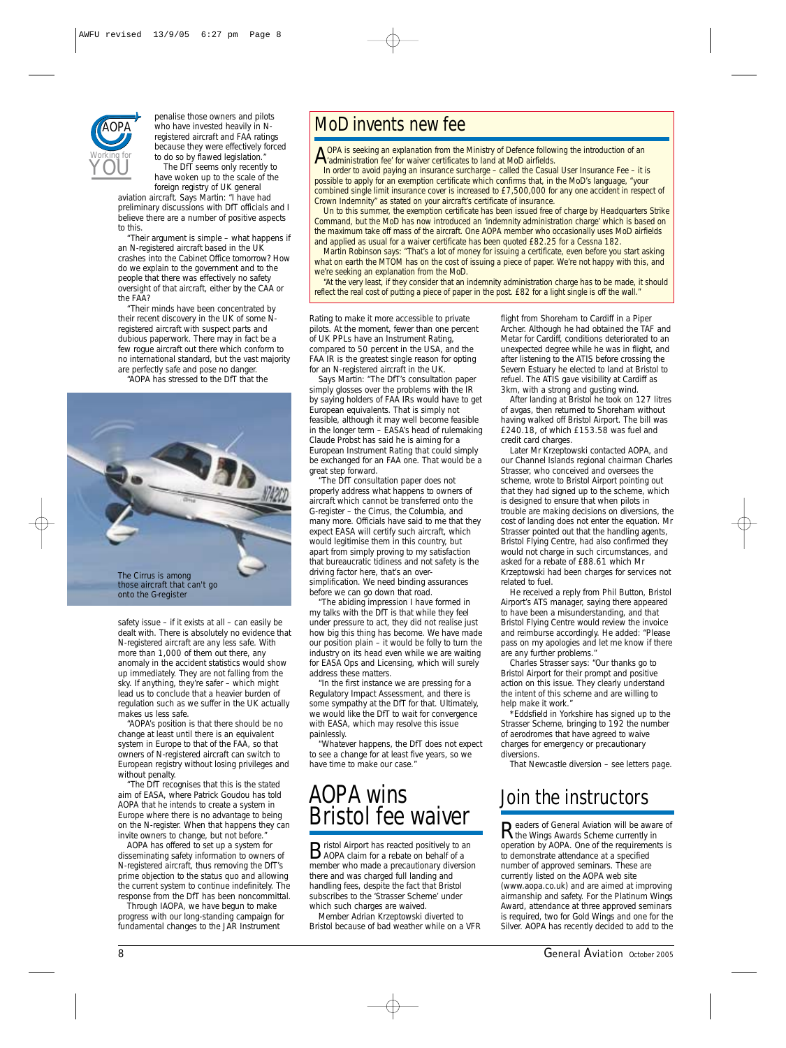penalise those owners and pilots who have invested heavily in N-registered aircraft and FAA ratings because they were effectively forced to do so by flawed legislation."

The DfT seems only recently to have woken up to the scale of the foreign registry of UK general aviation aircraft. Says Martin: "I have had preliminary discussions with DfT officials and I believe there are a number of positive aspects to this.

"Their argument is simple – what happens if an N-registered aircraft based in the UK crashes into the Cabinet Office tomorrow? How do we explain to the government and to the people that there was effectively no safety oversight of that aircraft, either by the CAA or the FAA?

"Their minds have been concentrated by their recent discovery in the UK of some N-registered aircraft with suspect parts and dubious paperwork. There may in fact be a few rogue aircraft out there which conform to no international standard, but the vast majority are perfectly safe and pose no danger.

"AOPA has stressed to the DfT that the safety issue – if it exists at all – can easily be dealt with. There is absolutely no evidence that N-registered aircraft are any less safe. With more than 1,000 of them out there, any anomaly in the accident statistics would show up immediately. They are not falling from the sky. If anything, they're safer – which might lead us to conclude that a heavier burden of regulation such as we suffer in the UK actually makes us less safe.

"AOPA's position is that there should be no change at least until there is an equivalent system in Europe to that of the FAA, so that owners of N-registered aircraft can switch to European registry without losing privileges and without penalty.

"The DfT recognises that this is the stated aim of EASA, where Patrick Goudou has told AOPA that he intends to create a system in Europe where there is no advantage to being on the N-register. When that happens they can invite owners to change, but not before."

AOPA has offered to set up a system for disseminating safety information to owners of N-registered aircraft, thus removing the DfT's prime objection to the status quo and allowing the current system to continue indefinitely. The response from the DfT has been noncommittal.

Through IAOPA, we have begun to make progress with our long-standing campaign for fundamental changes to the JAR Instrument Rating to make it more accessible to private pilots. At the moment, fewer than one percent of UK PPLs have an Instrument Rating, compared to 50 percent in the USA, and the FAA IR is the greatest single reason for opting for an N-registered aircraft in the UK.

Says Martin: "The DfT's consultation paper simply glosses over the problems with the IR by saying holders of FAA IRs would have to get European equivalents. That is simply not feasible, although it may well become feasible in the longer term – EASA's head of rulemaking Claude Probst has said he is aiming for a European Instrument Rating that could simply be exchanged for an FAA one. That would be a great step forward.

"The DfT consultation paper does not properly address what happens to owners of aircraft which cannot be transferred onto the G-register – the Cirrus, the Columbia, and many more. Officials have said to me that they expect EASA will certify such aircraft, which would legitimise them in this country, but apart from simply proving to my satisfaction that bureaucratic tidiness and not safety is the driving factor here, that's an over-simplification. We need binding assurances before we can go down that road.

"The abiding impression I have formed in my talks with the DfT is that while they feel under pressure to act, they did not realise just how big this thing has become. We have made our position plain – it would be folly to turn the industry on its head even while we are waiting for EASA Ops and Licensing, which will surely address these matters.

"In the first instance we are pressing for a Regulatory Impact Assessment, and there is some sympathy at the DfT for that. Ultimately, we would like the DfT to wait for convergence with EASA, which may resolve this issue painlessly.

"Whatever happens, the DfT does not expect to see a change for at least five years, so we have time to make our case."

The Cirrus is among those aircraft that can't go onto the G-register

## MoD invents new fee

AOPA is seeking an explanation from the Ministry of Defence following the introduction of an 'administration fee' for waiver certificates to land at MoD airfields.

In order to avoid paying an insurance surcharge – called the Casual User Insurance Fee – it is possible to apply for an exemption certificate which confirms that, in the MoD's language, "your combined single limit insurance cover is increased to £7,500,000 for any one accident in respect of Crown Indemnity" as stated on your aircraft's certificate of insurance.

Un to this summer, the exemption certificate has been issued free of charge by Headquarters Strike Command, but the MoD has now introduced an 'indemnity administration charge' which is based on the maximum take off mass of the aircraft. One AOPA member who occasionally uses MoD airfields and applied as usual for a waiver certificate has been quoted £82.25 for a Cessna 182.

Martin Robinson says: "That's a lot of money for issuing a certificate, even before you start asking what on earth the MTOM has on the cost of issuing a piece of paper. We're not happy with this, and we're seeking an explanation from the MoD.

"At the very least, if they consider that an indemnity administration charge has to be made, it should reflect the real cost of putting a piece of paper in the post. £82 for a light single is off the wall."

## AOPA wins Bristol fee waiver

Bristol Airport has reacted positively to an AOPA claim for a rebate on behalf of a member who made a precautionary diversion there and was charged full landing and handling fees, despite the fact that Bristol subscribes to the 'Strasser Scheme' under which such charges are waived.

Member Adrian Krzeptowski diverted to Bristol because of bad weather while on a VFR flight from Shoreham to Cardiff in a Piper Archer. Although he had obtained the TAF and Metar for Cardiff, conditions deteriorated to an unexpected degree while he was in flight, and after listening to the ATIS before crossing the Severn Estuary he elected to land at Bristol to refuel. The ATIS gave visibility at Cardiff as 3km, with a strong and gusting wind.

After landing at Bristol he took on 127 litres of avgas, then returned to Shoreham without having walked off Bristol Airport. The bill was £240.18, of which £153.58 was fuel and credit card charges.

Later Mr Krzeptowski contacted AOPA, and our Channel Islands regional chairman Charles Strasser, who conceived and oversees the scheme, wrote to Bristol Airport pointing out that they had signed up to the scheme, which is designed to ensure that when pilots in trouble are making decisions on diversions, the cost of landing does not enter the equation. Mr Strasser pointed out that the handling agents, Bristol Flying Centre, had also confirmed they would not charge in such circumstances, and asked for a rebate of £88.61 which Mr Krzeptowski had been charges for services not related to fuel.

He received a reply from Phil Button, Bristol Airport's ATS manager, saying there appeared to have been a misunderstanding, and that Bristol Flying Centre would review the invoice and reimburse accordingly. He added: "Please pass on my apologies and let me know if there are any further problems."

Charles Strasser says: "Our thanks go to Bristol Airport for their prompt and positive action on this issue. They clearly understand the intent of this scheme and are willing to help make it work."

*Eddsfield in Yorkshire has signed up to the Strasser Scheme, bringing to 192 the number of aerodromes that have agreed to waive charges for emergency or precautionary diversions.

That Newcastle diversion – see letters page.

## Join the instructors

Readers of General Aviation will be aware of the Wings Awards Scheme currently in operation by AOPA. One of the requirements is to demonstrate attendance at a specified number of approved seminars. These are currently listed on the AOPA web site (www.aopa.co.uk) and are aimed at improving airmanship and safety. For the Platinum Wings Award, attendance at three approved seminars is required, two for Gold Wings and one for the Silver. AOPA has recently decided to add to the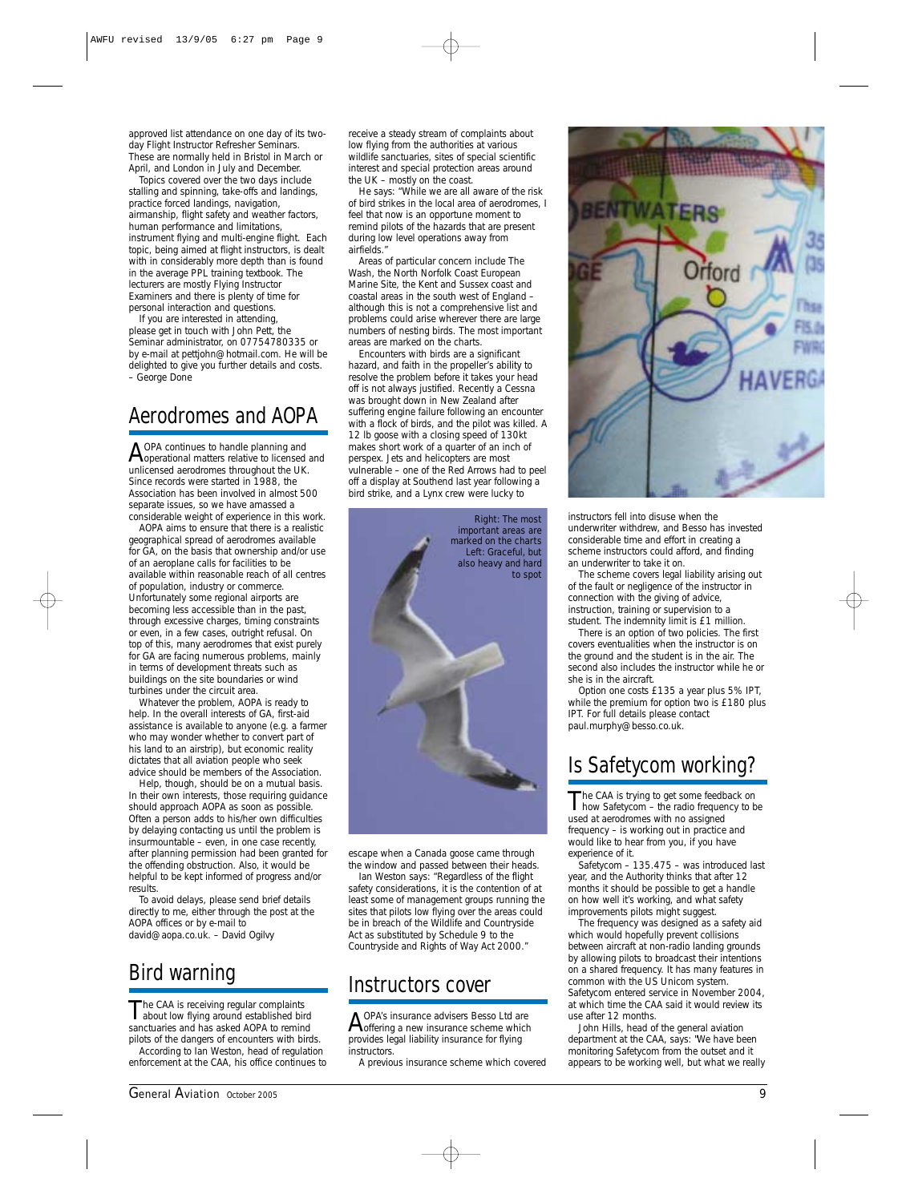approved list attendance on one day of its two-day Flight Instructor Refresher Seminars. These are normally held in Bristol in March or April, and London in July and December.

Topics covered over the two days include stalling and spinning, take-offs and landings, practice forced landings, navigation, airmanship, flight safety and weather factors, human performance and limitations, instrument flying and multi-engine flight. Each topic, being aimed at flight instructors, is dealt with in considerably more depth than is found in the average PPL training textbook. The lecturers are mostly Flying Instructor Examiners and there is plenty of time for personal interaction and questions.

If you are interested in attending, please get in touch with John Pett, the Seminar administrator, on 07754780335 or by e-mail at pettjohn@hotmail.com. He will be delighted to give you further details and costs. – George Done

## Aerodromes and AOPA

AOPA continues to handle planning and operational matters relative to licensed and unlicensed aerodromes throughout the UK. Since records were started in 1988, the Association has been involved in almost 500 separate issues, so we have amassed a considerable weight of experience in this work.

AOPA aims to ensure that there is a realistic geographical spread of aerodromes available for GA, on the basis that ownership and/or use of an aeroplane calls for facilities to be available within reasonable reach of all centres of population, industry or commerce. Unfortunately some regional airports are becoming less accessible than in the past, through excessive charges, timing constraints or even, in a few cases, outright refusal. On top of this, many aerodromes that exist purely for GA are facing numerous problems, mainly in terms of development threats such as buildings on the site boundaries or wind turbines under the circuit area.

Whatever the problem, AOPA is ready to help. In the overall interests of GA, first-aid assistance is available to anyone (e.g. a farmer who may wonder whether to convert part of his land to an airstrip), but economic reality dictates that all aviation people who seek advice should be members of the Association.

Help, though, should be on a mutual basis. In their own interests, those requiring guidance should approach AOPA as soon as possible. Often a person adds to his/her own difficulties by delaying contacting us until the problem is insurmountable – even, in one case recently, after planning permission had been granted for the offending obstruction. Also, it would be helpful to be kept informed of progress and/or results.

To avoid delays, please send brief details directly to me, either through the post at the AOPA offices or by e-mail to david@aopa.co.uk. – David Ogilvy

## Bird warning

The CAA is receiving regular complaints about low flying around established bird sanctuaries and has asked AOPA to remind pilots of the dangers of encounters with birds.

According to Ian Weston, head of regulation enforcement at the CAA, his office continues to receive a steady stream of complaints about low flying from the authorities at various wildlife sanctuaries, sites of special scientific interest and special protection areas around the UK – mostly on the coast.

He says: "While we are all aware of the risk of bird strikes in the local area of aerodromes, I feel that now is an opportune moment to remind pilots of the hazards that are present during low level operations away from airfields."

Areas of particular concern include The Wash, the North Norfolk Coast European Marine Site, the Kent and Sussex coast and coastal areas in the south west of England – although this is not a comprehensive list and problems could arise wherever there are large numbers of nesting birds. The most important areas are marked on the charts.

Encounters with birds are a significant hazard, and faith in the propeller's ability to resolve the problem before it takes your head off is not always justified. Recently a Cessna was brought down in New Zealand after suffering engine failure following an encounter with a flock of birds, and the pilot was killed. A 12 lb goose with a closing speed of 130kt makes short work of a quarter of an inch of perspex. Jets and helicopters are most vulnerable – one of the Red Arrows had to peel off a display at Southend last year following a bird strike, and a Lynx crew were lucky to escape when a Canada goose came through the window and passed between their heads.

Right: The most important areas are marked on the charts
Left: Graceful, but also heavy and hard to spot

Ian Weston says: "Regardless of the flight safety considerations, it is the contention of at least some of management groups running the sites that pilots low flying over the areas could be in breach of the Wildlife and Countryside Act as substituted by Schedule 9 to the Countryside and Rights of Way Act 2000."

## Instructors cover

AOPA's insurance advisers Besso Ltd are offering a new insurance scheme which provides legal liability insurance for flying instructors.

A previous insurance scheme which covered instructors fell into disuse when the underwriter withdrew, and Besso has invested considerable time and effort in creating a scheme instructors could afford, and finding an underwriter to take it on.

The scheme covers legal liability arising out of the fault or negligence of the instructor in connection with the giving of advice, instruction, training or supervision to a student. The indemnity limit is £1 million.

There is an option of two policies. The first covers eventualities when the instructor is on the ground and the student is in the air. The second also includes the instructor while he or she is in the aircraft.

Option one costs £135 a year plus 5% IPT, while the premium for option two is £180 plus IPT. For full details please contact paul.murphy@besso.co.uk.

## Is Safetycom working?

The CAA is trying to get some feedback on how Safetycom – the radio frequency to be used at aerodromes with no assigned frequency – is working out in practice and would like to hear from you, if you have experience of it.

Safetycom – 135.475 – was introduced last year, and the Authority thinks that after 12 months it should be possible to get a handle on how well it's working, and what safety improvements pilots might suggest.

The frequency was designed as a safety aid which would hopefully prevent collisions between aircraft at non-radio landing grounds by allowing pilots to broadcast their intentions on a shared frequency. It has many features in common with the US Unicom system. Safetycom entered service in November 2004, at which time the CAA said it would review its use after 12 months.

John Hills, head of the general aviation department at the CAA, says: "We have been monitoring Safetycom from the outset and it appears to be working well, but what we really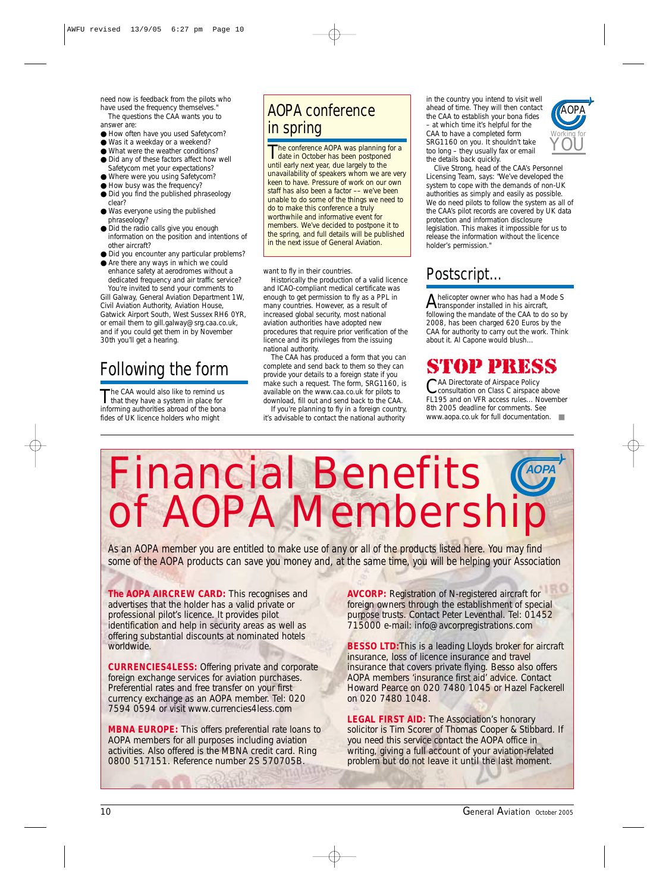need now is feedback from the pilots who have used the frequency themselves.

The questions the CAA wants you to answer are:

- How often have you used Safetycom?
- Was it a weekday or a weekend?
- What were the weather conditions?
- Did any of these factors affect how well Safetycom met your expectations?
- Where were you using Safetycom?
- How busy was the frequency?
- Did you find the published phraseology clear?
- Was everyone using the published phraseology?
- Did the radio calls give you enough information on the position and intentions of other aircraft?
- Did you encounter any particular problems?
- Are there any ways in which we could enhance safety at aerodromes without a dedicated frequency and air traffic service?

You're invited to send your comments to Gill Galway, General Aviation Department 1W, Civil Aviation Authority, Aviation House, Gatwick Airport South, West Sussex RH6 0YR, or email them to gill.galway@srg.caa.co.uk, and if you could get them in by November 30th you'll get a hearing.

## AOPA conference in spring

The conference AOPA was planning for a date in October has been postponed until early next year, due largely to the unavailability of speakers whom we are very keen to have. Pressure of work on our own staff has also been a factor –– we've been unable to do some of the things we need to do to make this conference a truly worthwhile and informative event for members. We've decided to postpone it to the spring, and full details will be published in the next issue of General Aviation.

## Following the form

The CAA would also like to remind us that they have a system in place for informing authorities abroad of the bona fides of UK licence holders who might want to fly in their countries.

Historically the production of a valid licence and ICAO-compliant medical certificate was enough to get permission to fly as a PPL in many countries. However, as a result of increased global security, most national aviation authorities have adopted new procedures that require prior verification of the licence and its privileges from the issuing national authority.

The CAA has produced a form that you can complete and send back to them so they can provide your details to a foreign state if you make such a request. The form, SRG1160, is available on the www.caa.co.uk for pilots to download, fill out and send back to the CAA.

If you're planning to fly in a foreign country, it's advisable to contact the national authority in the country you intend to visit well ahead of time. They will then contact the CAA to establish your bona fides – at which time it's helpful for the CAA to have a completed form SRG1160 on you. It shouldn't take too long – they usually fax or email the details back quickly.

Clive Strong, head of the CAA's Personnel Licensing Team, says: "We've developed the system to cope with the demands of non-UK authorities as simply and easily as possible. We do need pilots to follow the system as all of the CAA's pilot records are covered by UK data protection and information disclosure legislation. This makes it impossible for us to release the information without the licence holder's permission."

## Postscript...

A helicopter owner who has had a Mode S transponder installed in his aircraft, following the mandate of the CAA to do so by 2008, has been charged 620 Euros by the CAA for authority to carry out the work. Think about it. Al Capone would blush...

## STOP PRESS

CAA Directorate of Airspace Policy consultation on Class C airspace above FL195 and on VFR access rules... November 8th 2005 deadline for comments. See www.aopa.co.uk for full documentation.

# Financial Benefits of AOPA Membership

As an AOPA member you are entitled to make use of any or all of the products listed here. You may find some of the AOPA products can save you money and, at the same time, you will be helping your Association

**The AOPA AIRCREW CARD:** This recognises and advertises that the holder has a valid private or professional pilot's licence. It provides pilot identification and help in security areas as well as offering substantial discounts at nominated hotels worldwide.

**CURRENCIES4LESS:** Offering private and corporate foreign exchange services for aviation purchases. Preferential rates and free transfer on your first currency exchange as an AOPA member. Tel: 020 7594 0594 or visit www.currencies4less.com

**MBNA EUROPE:** This offers preferential rate loans to AOPA members for all purposes including aviation activities. Also offered is the MBNA credit card. Ring 0800 517151. Reference number 2S 570705B.

**AVCORP:** Registration of N-registered aircraft for foreign owners through the establishment of special purpose trusts. Contact Peter Leventhal. Tel: 01452 715000 e-mail: info@avcorpregistrations.com

**BESSO LTD:** This is a leading Lloyds broker for aircraft insurance, loss of licence insurance and travel insurance that covers private flying. Besso also offers AOPA members 'insurance first aid' advice. Contact Howard Pearce on 020 7480 1045 or Hazel Fackerell on 020 7480 1048.

**LEGAL FIRST AID:** The Association's honorary solicitor is Tim Scorer of Thomas Cooper & Stibbard. If you need this service contact the AOPA office in writing, giving a full account of your aviation-related problem but do not leave it until the last moment.